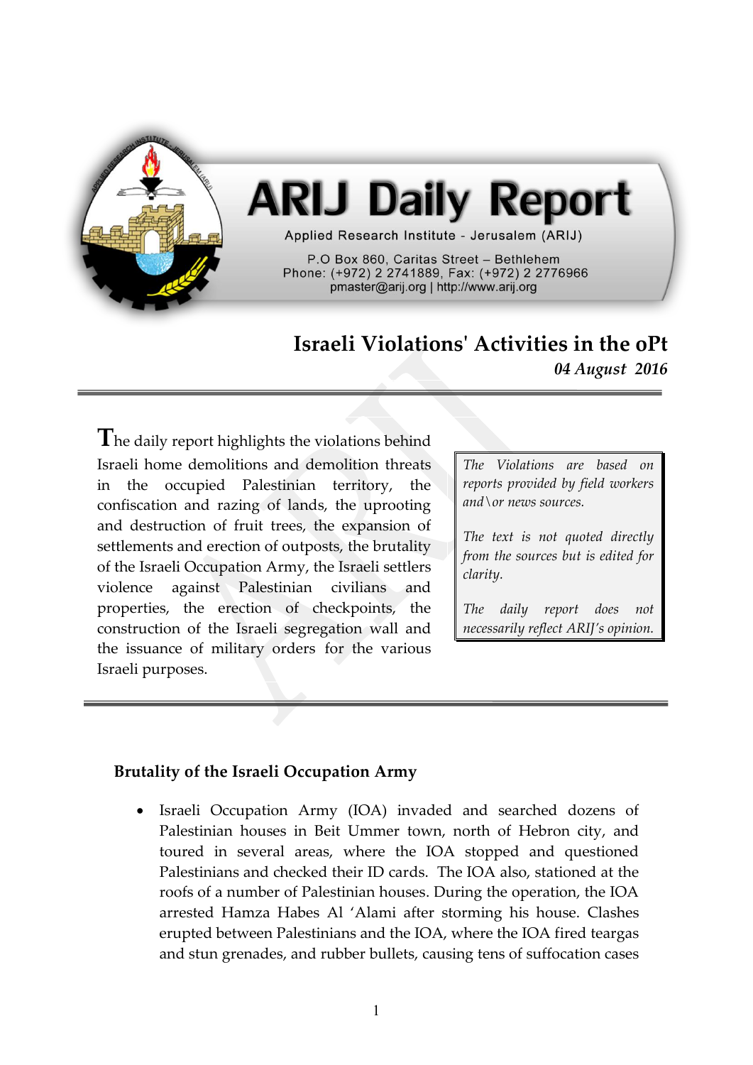# ARIJ Daily Report

Applied Research Institute - Jerusalem (ARIJ)

P.O Box 860, Caritas Street – Bethlehem
Phone: (+972) 2 2741889, Fax: (+972) 2 2776966
pmaster@arij.org | http://www.arij.org

## Israeli Violations' Activities in the oPt

***04 August 2016***

The daily report highlights the violations behind Israeli home demolitions and demolition threats in the occupied Palestinian territory, the confiscation and razing of lands, the uprooting and destruction of fruit trees, the expansion of settlements and erection of outposts, the brutality of the Israeli Occupation Army, the Israeli settlers violence against Palestinian civilians and properties, the erection of checkpoints, the construction of the Israeli segregation wall and the issuance of military orders for the various Israeli purposes.

*The Violations are based on reports provided by field workers and\or news sources.*

*The text is not quoted directly from the sources but is edited for clarity.*

*The daily report does not necessarily reflect ARIJ's opinion.*

### Brutality of the Israeli Occupation Army

- Israeli Occupation Army (IOA) invaded and searched dozens of Palestinian houses in Beit Ummer town, north of Hebron city, and toured in several areas, where the IOA stopped and questioned Palestinians and checked their ID cards. The IOA also, stationed at the roofs of a number of Palestinian houses. During the operation, the IOA arrested Hamza Habes Al 'Alami after storming his house. Clashes erupted between Palestinians and the IOA, where the IOA fired teargas and stun grenades, and rubber bullets, causing tens of suffocation cases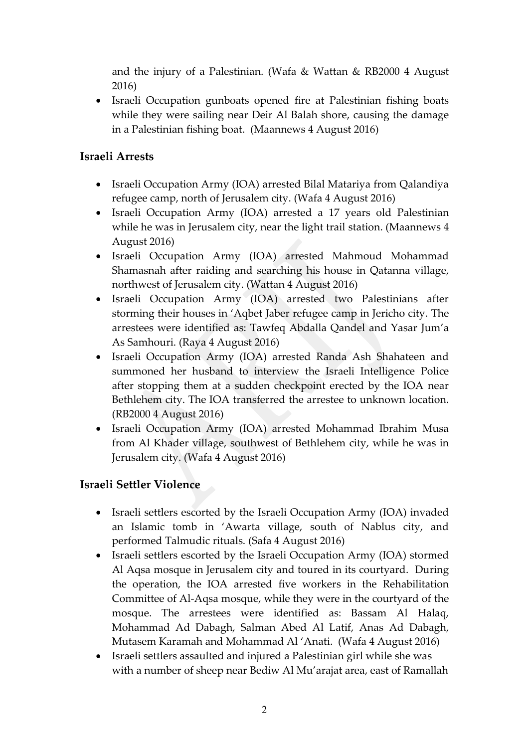and the injury of a Palestinian. (Wafa & Wattan & RB2000 4 August 2016)

- Israeli Occupation gunboats opened fire at Palestinian fishing boats while they were sailing near Deir Al Balah shore, causing the damage in a Palestinian fishing boat. (Maannews 4 August 2016)

## Israeli Arrests

- Israeli Occupation Army (IOA) arrested Bilal Matariya from Qalandiya refugee camp, north of Jerusalem city. (Wafa 4 August 2016)
- Israeli Occupation Army (IOA) arrested a 17 years old Palestinian while he was in Jerusalem city, near the light trail station. (Maannews 4 August 2016)
- Israeli Occupation Army (IOA) arrested Mahmoud Mohammad Shamasnah after raiding and searching his house in Qatanna village, northwest of Jerusalem city. (Wattan 4 August 2016)
- Israeli Occupation Army (IOA) arrested two Palestinians after storming their houses in 'Aqbet Jaber refugee camp in Jericho city. The arrestees were identified as: Tawfeq Abdalla Qandel and Yasar Jum'a As Samhouri. (Raya 4 August 2016)
- Israeli Occupation Army (IOA) arrested Randa Ash Shahateen and summoned her husband to interview the Israeli Intelligence Police after stopping them at a sudden checkpoint erected by the IOA near Bethlehem city. The IOA transferred the arrestee to unknown location. (RB2000 4 August 2016)
- Israeli Occupation Army (IOA) arrested Mohammad Ibrahim Musa from Al Khader village, southwest of Bethlehem city, while he was in Jerusalem city. (Wafa 4 August 2016)

## Israeli Settler Violence

- Israeli settlers escorted by the Israeli Occupation Army (IOA) invaded an Islamic tomb in 'Awarta village, south of Nablus city, and performed Talmudic rituals. (Safa 4 August 2016)
- Israeli settlers escorted by the Israeli Occupation Army (IOA) stormed Al Aqsa mosque in Jerusalem city and toured in its courtyard. During the operation, the IOA arrested five workers in the Rehabilitation Committee of Al-Aqsa mosque, while they were in the courtyard of the mosque. The arrestees were identified as: Bassam Al Halaq, Mohammad Ad Dabagh, Salman Abed Al Latif, Anas Ad Dabagh, Mutasem Karamah and Mohammad Al 'Anati. (Wafa 4 August 2016)
- Israeli settlers assaulted and injured a Palestinian girl while she was with a number of sheep near Bediw Al Mu'arajat area, east of Ramallah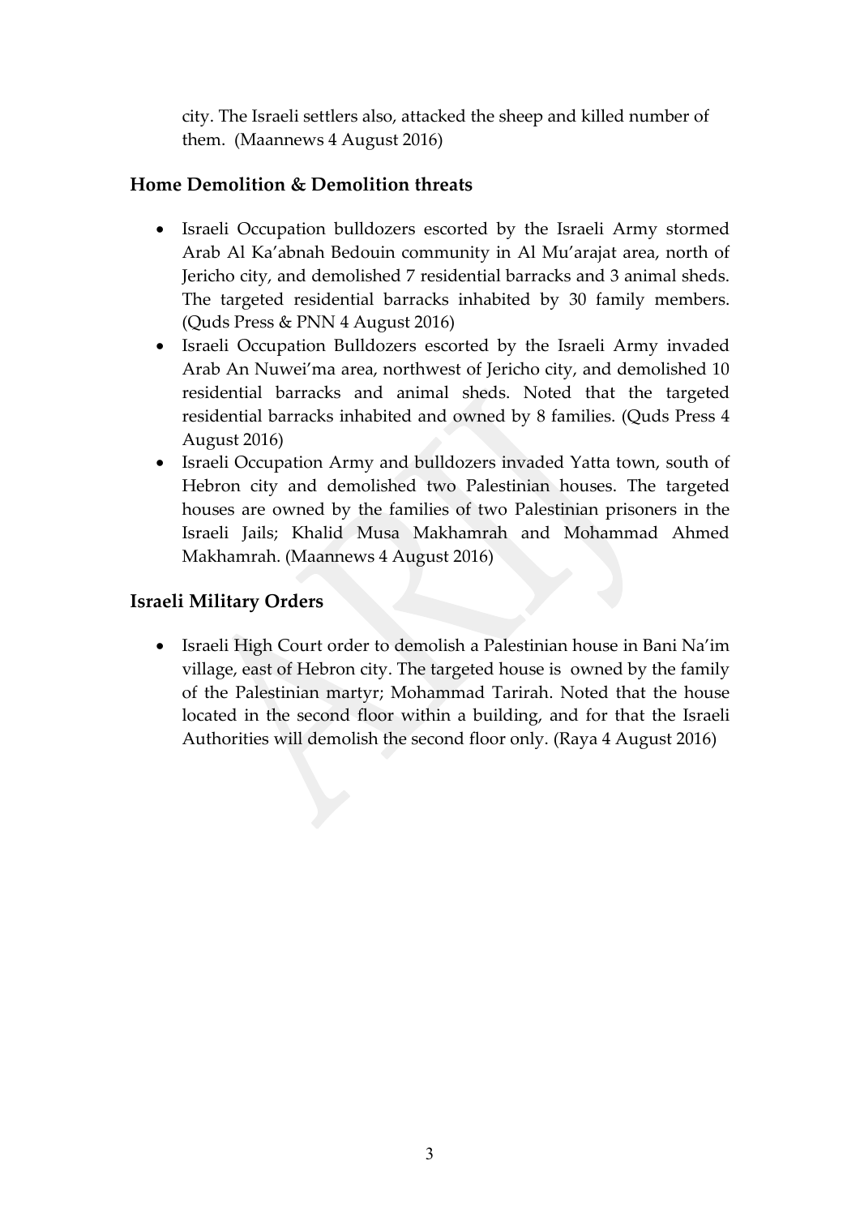city. The Israeli settlers also, attacked the sheep and killed number of them. (Maannews 4 August 2016)

## Home Demolition & Demolition threats

- Israeli Occupation bulldozers escorted by the Israeli Army stormed Arab Al Ka'abnah Bedouin community in Al Mu'arajat area, north of Jericho city, and demolished 7 residential barracks and 3 animal sheds. The targeted residential barracks inhabited by 30 family members. (Quds Press & PNN 4 August 2016)
- Israeli Occupation Bulldozers escorted by the Israeli Army invaded Arab An Nuwei'ma area, northwest of Jericho city, and demolished 10 residential barracks and animal sheds. Noted that the targeted residential barracks inhabited and owned by 8 families. (Quds Press 4 August 2016)
- Israeli Occupation Army and bulldozers invaded Yatta town, south of Hebron city and demolished two Palestinian houses. The targeted houses are owned by the families of two Palestinian prisoners in the Israeli Jails; Khalid Musa Makhamrah and Mohammad Ahmed Makhamrah. (Maannews 4 August 2016)

## Israeli Military Orders

- Israeli High Court order to demolish a Palestinian house in Bani Na'im village, east of Hebron city. The targeted house is owned by the family of the Palestinian martyr; Mohammad Tarirah. Noted that the house located in the second floor within a building, and for that the Israeli Authorities will demolish the second floor only. (Raya 4 August 2016)